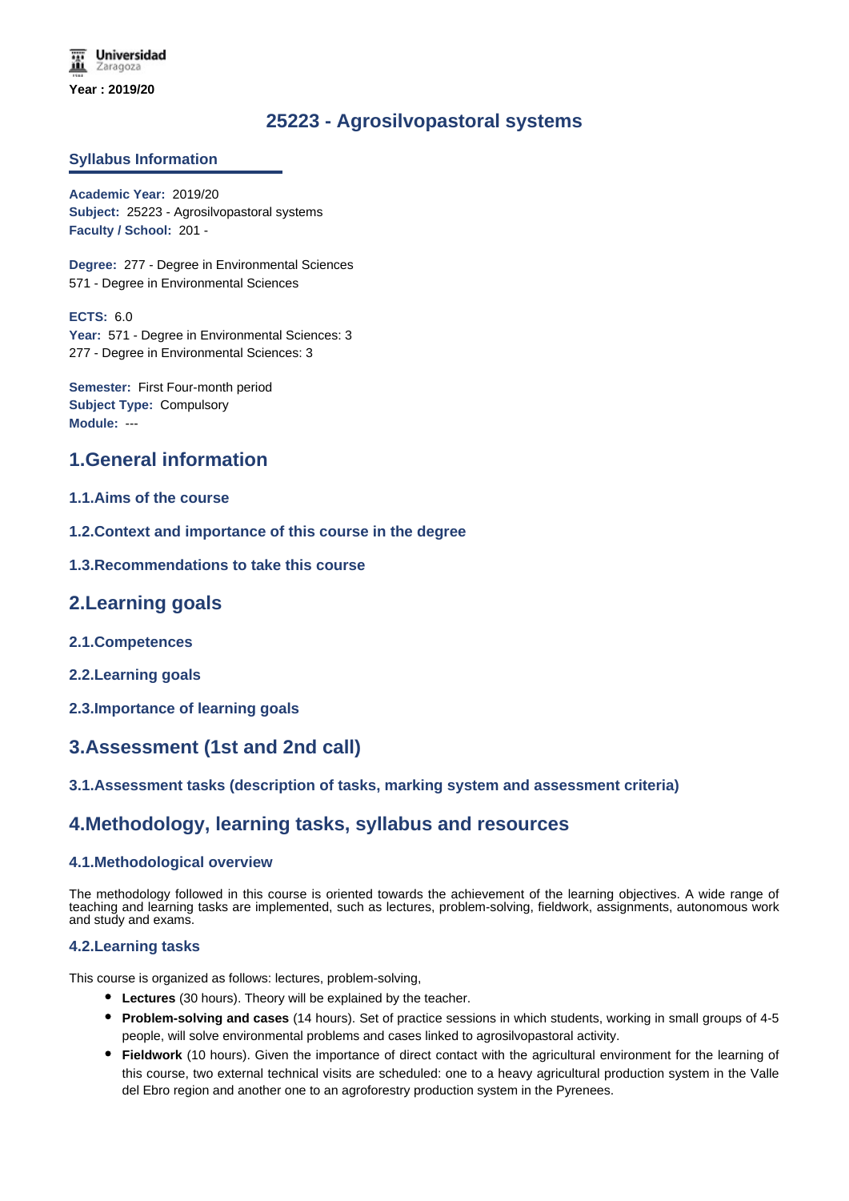Universidad Zaragoza

Year : 2019/20

# 25223 - Agrosilvopastoral systems

## Syllabus Information

**Academic Year:** 2019/20
**Subject:** 25223 - Agrosilvopastoral systems
**Faculty / School:** 201 -

**Degree:** 277 - Degree in Environmental Sciences
571 - Degree in Environmental Sciences

**ECTS:** 6.0
**Year:** 571 - Degree in Environmental Sciences: 3
277 - Degree in Environmental Sciences: 3

**Semester:** First Four-month period
**Subject Type:** Compulsory
**Module:** ---

## 1.General information

### 1.1.Aims of the course

### 1.2.Context and importance of this course in the degree

### 1.3.Recommendations to take this course

## 2.Learning goals

### 2.1.Competences

### 2.2.Learning goals

### 2.3.Importance of learning goals

## 3.Assessment (1st and 2nd call)

### 3.1.Assessment tasks (description of tasks, marking system and assessment criteria)

## 4.Methodology, learning tasks, syllabus and resources

### 4.1.Methodological overview

The methodology followed in this course is oriented towards the achievement of the learning objectives. A wide range of teaching and learning tasks are implemented, such as lectures, problem-solving, fieldwork, assignments, autonomous work and study and exams.

### 4.2.Learning tasks

This course is organized as follows: lectures, problem-solving,

- **Lectures** (30 hours). Theory will be explained by the teacher.
- **Problem-solving and cases** (14 hours). Set of practice sessions in which students, working in small groups of 4-5 people, will solve environmental problems and cases linked to agrosilvopastoral activity.
- **Fieldwork** (10 hours). Given the importance of direct contact with the agricultural environment for the learning of this course, two external technical visits are scheduled: one to a heavy agricultural production system in the Valle del Ebro region and another one to an agroforestry production system in the Pyrenees.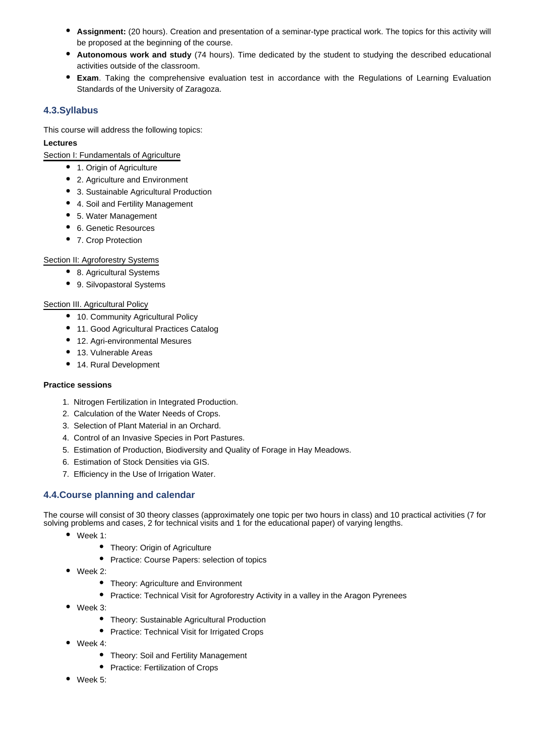- **Assignment:** (20 hours). Creation and presentation of a seminar-type practical work. The topics for this activity will be proposed at the beginning of the course.
- **Autonomous work and study** (74 hours). Time dedicated by the student to studying the described educational activities outside of the classroom.
- **Exam**. Taking the comprehensive evaluation test in accordance with the Regulations of Learning Evaluation Standards of the University of Zaragoza.

## 4.3.Syllabus

This course will address the following topics:

**Lectures**

Section I: Fundamentals of Agriculture

- 1. Origin of Agriculture
- 2. Agriculture and Environment
- 3. Sustainable Agricultural Production
- 4. Soil and Fertility Management
- 5. Water Management
- 6. Genetic Resources
- 7. Crop Protection

Section II: Agroforestry Systems

- 8. Agricultural Systems
- 9. Silvopastoral Systems

Section III. Agricultural Policy

- 10. Community Agricultural Policy
- 11. Good Agricultural Practices Catalog
- 12. Agri-environmental Mesures
- 13. Vulnerable Areas
- 14. Rural Development

**Practice sessions**

1. Nitrogen Fertilization in Integrated Production.
2. Calculation of the Water Needs of Crops.
3. Selection of Plant Material in an Orchard.
4. Control of an Invasive Species in Port Pastures.
5. Estimation of Production, Biodiversity and Quality of Forage in Hay Meadows.
6. Estimation of Stock Densities via GIS.
7. Efficiency in the Use of Irrigation Water.

## 4.4.Course planning and calendar

The course will consist of 30 theory classes (approximately one topic per two hours in class) and 10 practical activities (7 for solving problems and cases, 2 for technical visits and 1 for the educational paper) of varying lengths.

- Week 1:
  - Theory: Origin of Agriculture
  - Practice: Course Papers: selection of topics
- Week 2:
  - Theory: Agriculture and Environment
  - Practice: Technical Visit for Agroforestry Activity in a valley in the Aragon Pyrenees
- Week 3:
  - Theory: Sustainable Agricultural Production
  - Practice: Technical Visit for Irrigated Crops
- Week 4:
  - Theory: Soil and Fertility Management
  - Practice: Fertilization of Crops
- Week 5: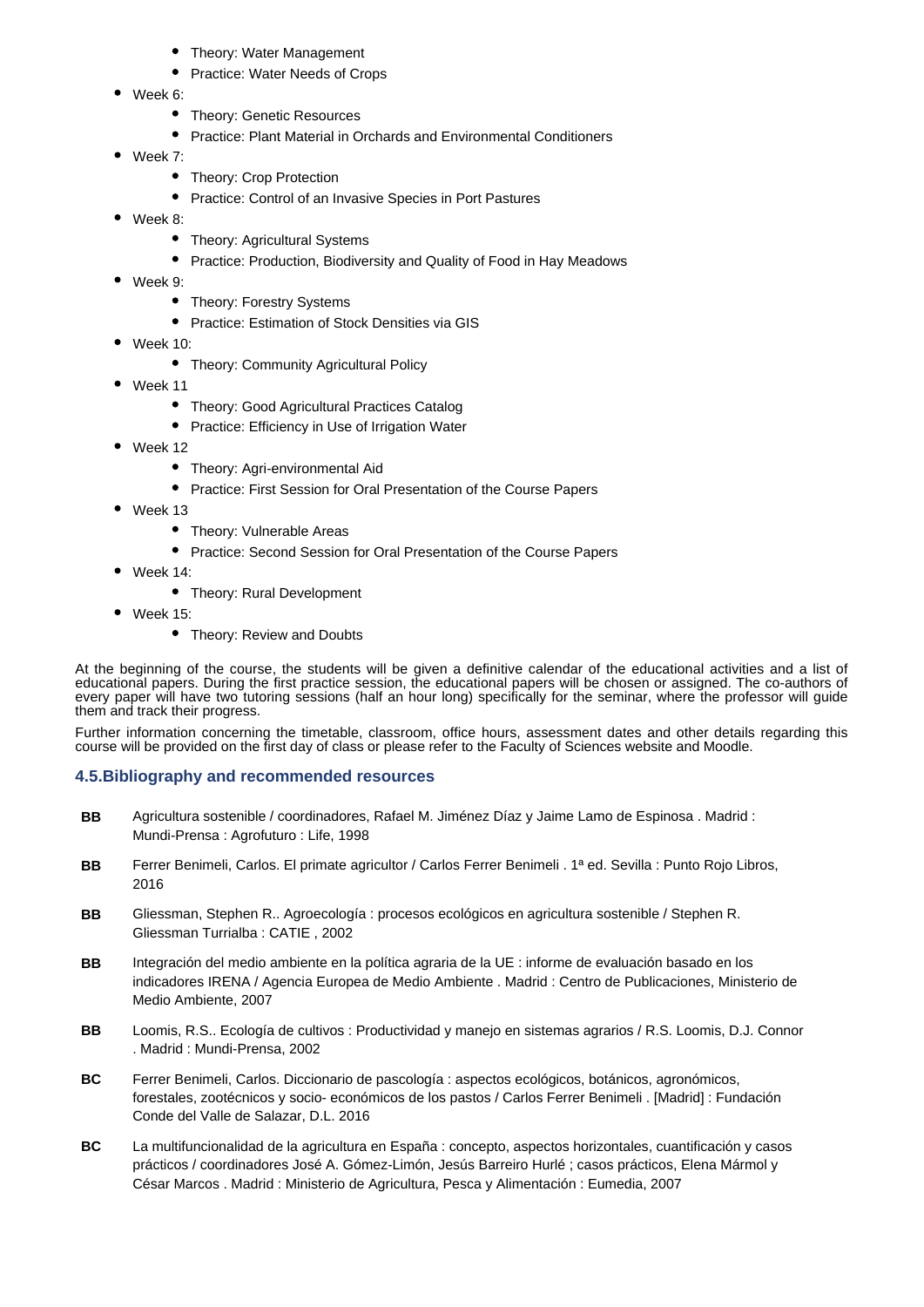- Theory: Water Management
    - Practice: Water Needs of Crops
- Week 6:
    - Theory: Genetic Resources
    - Practice: Plant Material in Orchards and Environmental Conditioners
- Week 7:
    - Theory: Crop Protection
    - Practice: Control of an Invasive Species in Port Pastures
- Week 8:
    - Theory: Agricultural Systems
    - Practice: Production, Biodiversity and Quality of Food in Hay Meadows
- Week 9:
    - Theory: Forestry Systems
    - Practice: Estimation of Stock Densities via GIS
- Week 10:
    - Theory: Community Agricultural Policy
- Week 11
    - Theory: Good Agricultural Practices Catalog
    - Practice: Efficiency in Use of Irrigation Water
- Week 12
    - Theory: Agri-environmental Aid
    - Practice: First Session for Oral Presentation of the Course Papers
- Week 13
    - Theory: Vulnerable Areas
    - Practice: Second Session for Oral Presentation of the Course Papers
- Week 14:
    - Theory: Rural Development
- Week 15:
    - Theory: Review and Doubts

At the beginning of the course, the students will be given a definitive calendar of the educational activities and a list of educational papers. During the first practice session, the educational papers will be chosen or assigned. The co-authors of every paper will have two tutoring sessions (half an hour long) specifically for the seminar, where the professor will guide them and track their progress.

Further information concerning the timetable, classroom, office hours, assessment dates and other details regarding this course will be provided on the first day of class or please refer to the Faculty of Sciences website and Moodle.

### 4.5.Bibliography and recommended resources

**BB** Agricultura sostenible / coordinadores, Rafael M. Jiménez Díaz y Jaime Lamo de Espinosa . Madrid : Mundi-Prensa : Agrofuturo : Life, 1998

**BB** Ferrer Benimeli, Carlos. El primate agricultor / Carlos Ferrer Benimeli . 1ª ed. Sevilla : Punto Rojo Libros, 2016

**BB** Gliessman, Stephen R.. Agroecología : procesos ecológicos en agricultura sostenible / Stephen R. Gliessman Turrialba : CATIE , 2002

**BB** Integración del medio ambiente en la política agraria de la UE : informe de evaluación basado en los indicadores IRENA / Agencia Europea de Medio Ambiente . Madrid : Centro de Publicaciones, Ministerio de Medio Ambiente, 2007

**BB** Loomis, R.S.. Ecología de cultivos : Productividad y manejo en sistemas agrarios / R.S. Loomis, D.J. Connor . Madrid : Mundi-Prensa, 2002

**BC** Ferrer Benimeli, Carlos. Diccionario de pascología : aspectos ecológicos, botánicos, agronómicos, forestales, zootécnicos y socio- económicos de los pastos / Carlos Ferrer Benimeli . [Madrid] : Fundación Conde del Valle de Salazar, D.L. 2016

**BC** La multifuncionalidad de la agricultura en España : concepto, aspectos horizontales, cuantificación y casos prácticos / coordinadores José A. Gómez-Limón, Jesús Barreiro Hurlé ; casos prácticos, Elena Mármol y César Marcos . Madrid : Ministerio de Agricultura, Pesca y Alimentación : Eumedia, 2007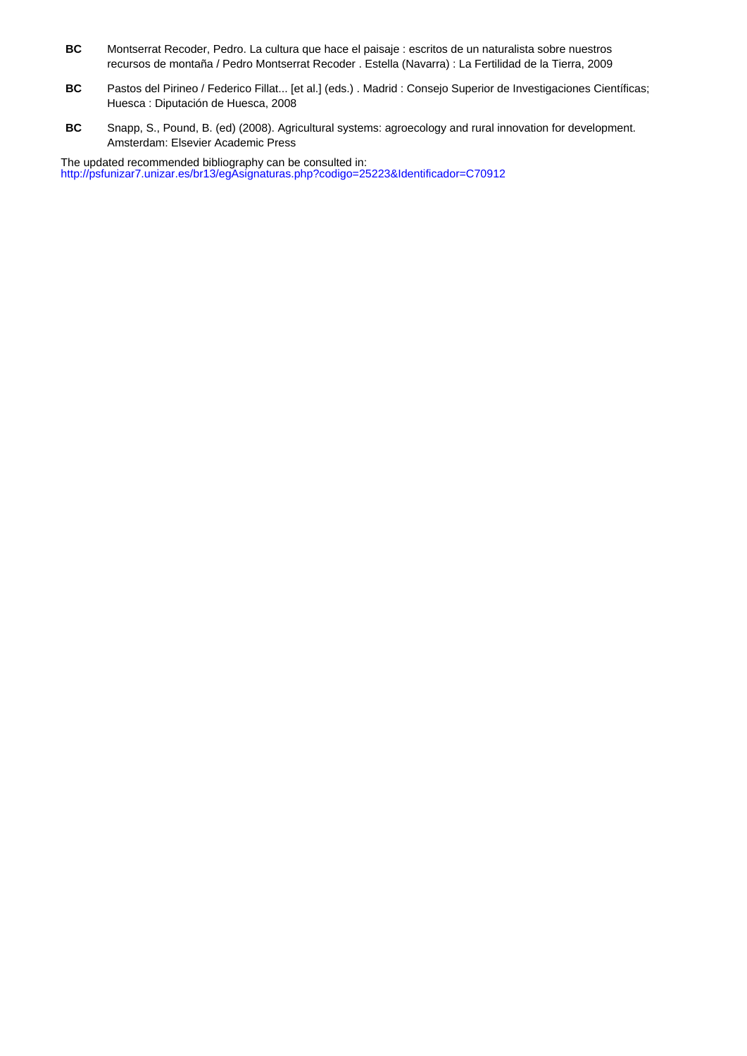**BC** Montserrat Recoder, Pedro. La cultura que hace el paisaje : escritos de un naturalista sobre nuestros recursos de montaña / Pedro Montserrat Recoder . Estella (Navarra) : La Fertilidad de la Tierra, 2009

**BC** Pastos del Pirineo / Federico Fillat... [et al.] (eds.) . Madrid : Consejo Superior de Investigaciones Científicas; Huesca : Diputación de Huesca, 2008

**BC** Snapp, S., Pound, B. (ed) (2008). Agricultural systems: agroecology and rural innovation for development. Amsterdam: Elsevier Academic Press

The updated recommended bibliography can be consulted in:
http://psfunizar7.unizar.es/br13/egAsignaturas.php?codigo=25223&Identificador=C70912